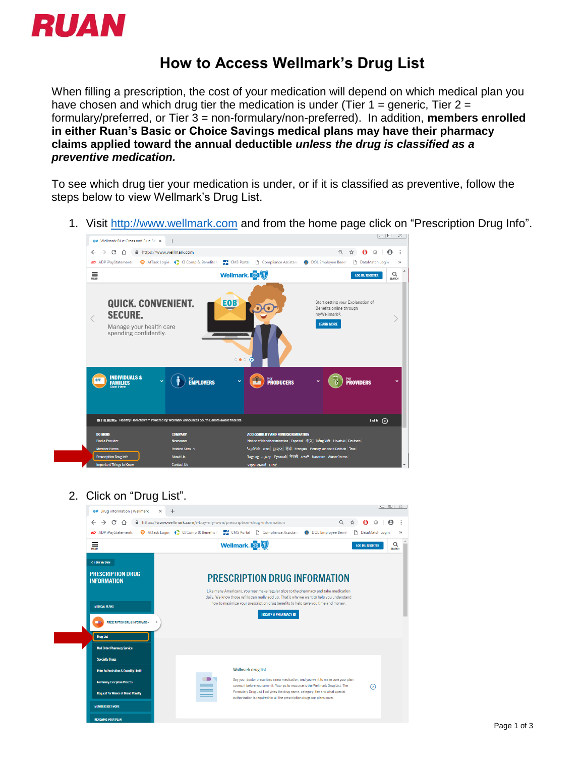RUAN

# How to Access Wellmark's Drug List

When filling a prescription, the cost of your medication will depend on which medical plan you have chosen and which drug tier the medication is under (Tier 1 = generic, Tier 2 = formulary/preferred, or Tier 3 = non-formulary/non-preferred). In addition, **members enrolled in either Ruan's Basic or Choice Savings medical plans may have their pharmacy claims applied toward the annual deductible *unless the drug is classified as a preventive medication.***

To see which drug tier your medication is under, or if it is classified as preventive, follow the steps below to view Wellmark's Drug List.

1. Visit [http://www.wellmark.com](http://www.wellmark.com) and from the home page click on "Prescription Drug Info".

2. Click on "Drug List".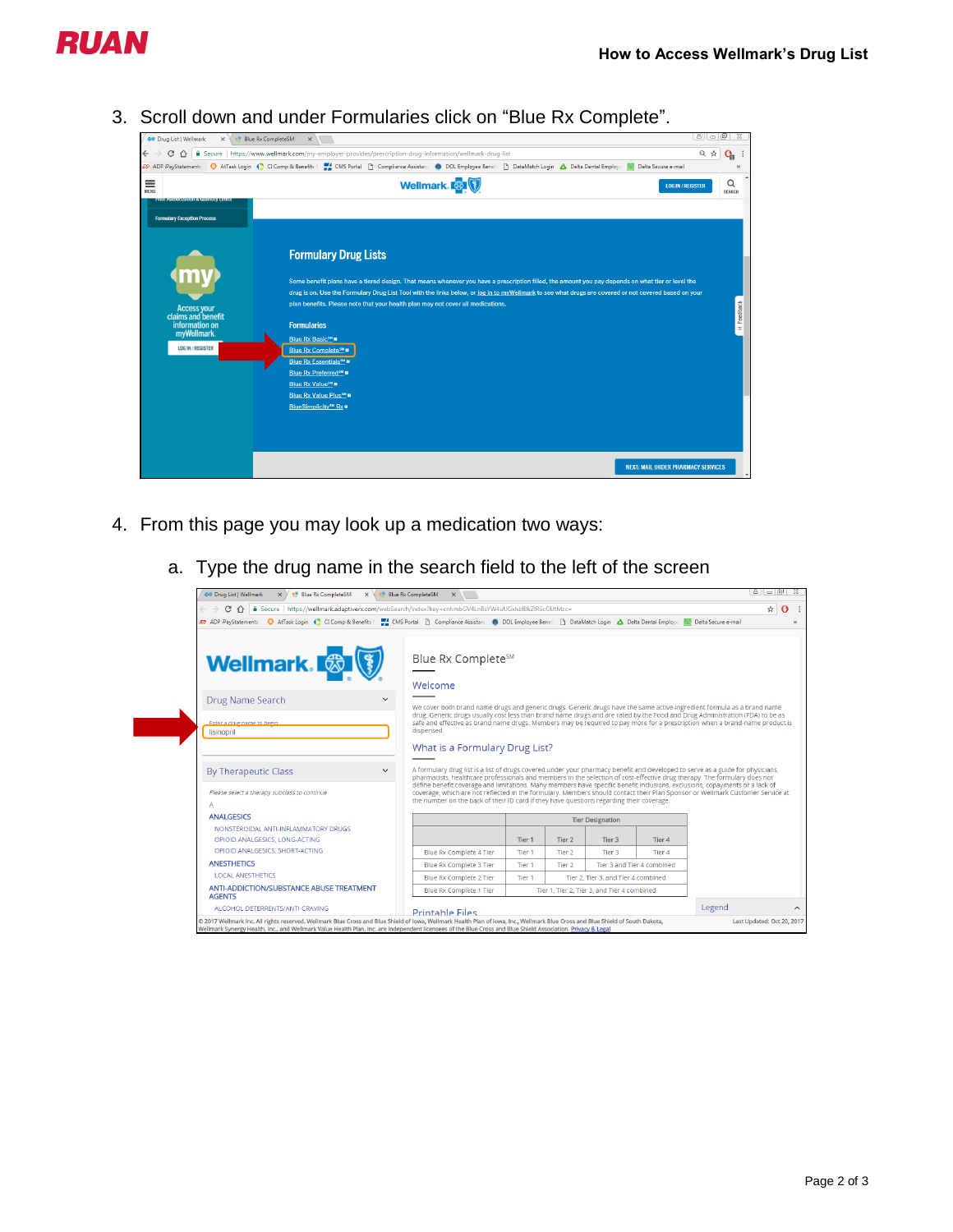3. Scroll down and under Formularies click on “Blue Rx Complete”.

4. From this page you may look up a medication two ways:

   a. Type the drug name in the search field to the left of the screen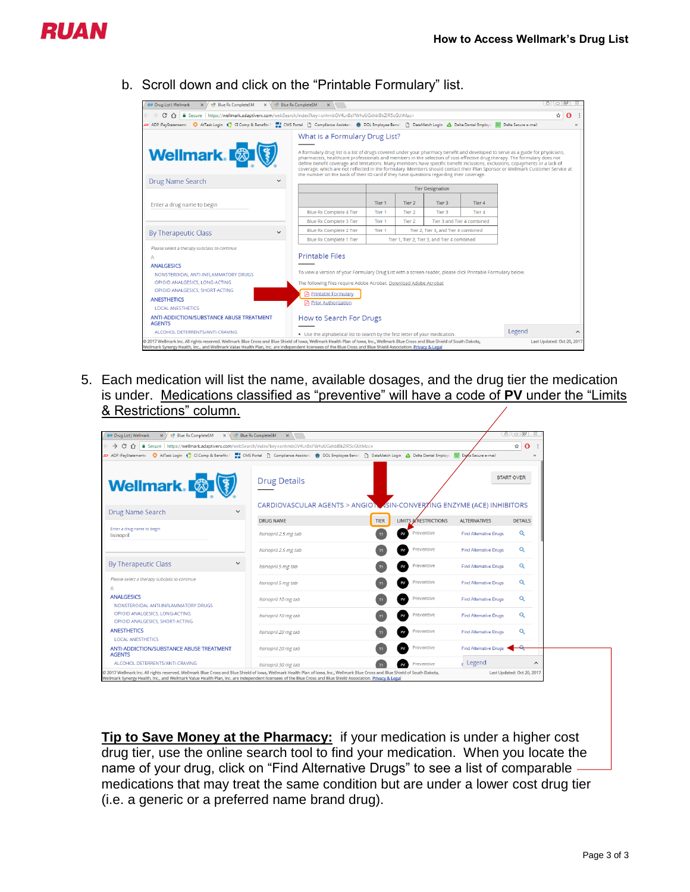b. Scroll down and click on the “Printable Formulary” list.

5. Each medication will list the name, available dosages, and the drug tier the medication is under. <u>Medications classified as “preventive” will have a code of **PV** under the “Limits & Restrictions” column.</u>

**<u>Tip to Save Money at the Pharmacy:</u>** if your medication is under a higher cost drug tier, use the online search tool to find your medication. When you locate the name of your drug, click on “Find Alternative Drugs” to see a list of comparable medications that may treat the same condition but are under a lower cost drug tier (i.e. a generic or a preferred name brand drug).